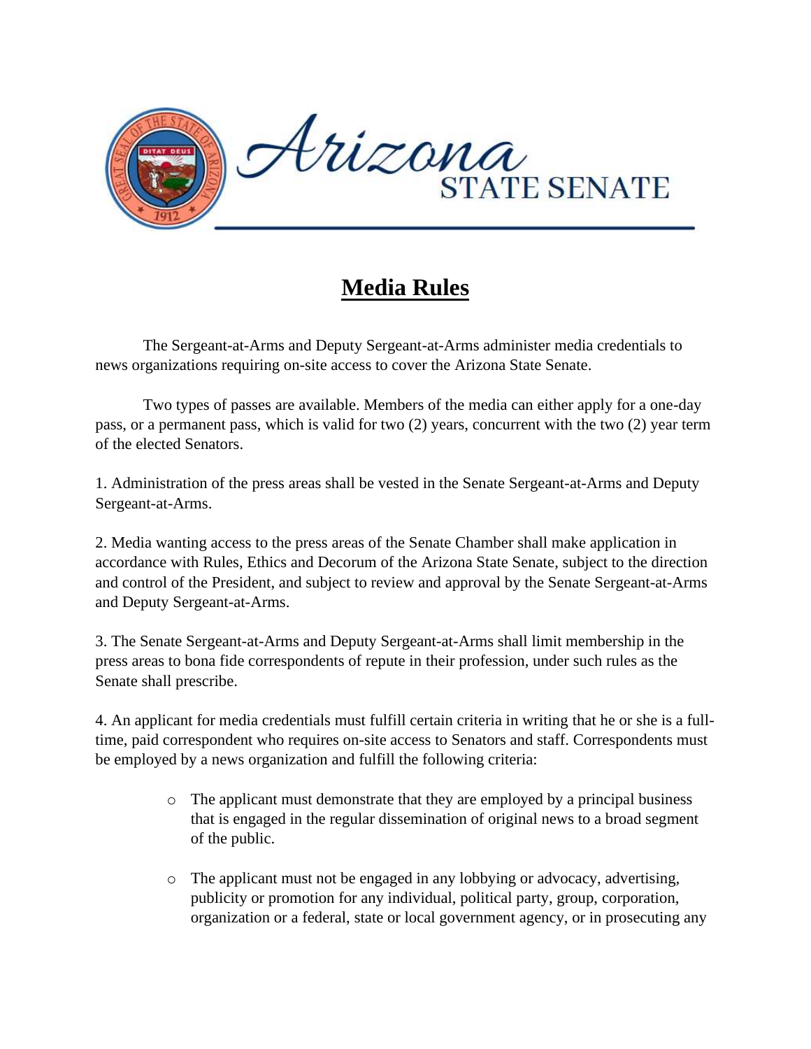# Media Rules

The Sergeant-at-Arms and Deputy Sergeant-at-Arms administer media credentials to news organizations requiring on-site access to cover the Arizona State Senate.

Two types of passes are available. Members of the media can either apply for a one-day pass, or a permanent pass, which is valid for two (2) years, concurrent with the two (2) year term of the elected Senators.

1. Administration of the press areas shall be vested in the Senate Sergeant-at-Arms and Deputy Sergeant-at-Arms.

2. Media wanting access to the press areas of the Senate Chamber shall make application in accordance with Rules, Ethics and Decorum of the Arizona State Senate, subject to the direction and control of the President, and subject to review and approval by the Senate Sergeant-at-Arms and Deputy Sergeant-at-Arms.

3. The Senate Sergeant-at-Arms and Deputy Sergeant-at-Arms shall limit membership in the press areas to bona fide correspondents of repute in their profession, under such rules as the Senate shall prescribe.

4. An applicant for media credentials must fulfill certain criteria in writing that he or she is a full-time, paid correspondent who requires on-site access to Senators and staff. Correspondents must be employed by a news organization and fulfill the following criteria:

   - The applicant must demonstrate that they are employed by a principal business that is engaged in the regular dissemination of original news to a broad segment of the public.

   - The applicant must not be engaged in any lobbying or advocacy, advertising, publicity or promotion for any individual, political party, group, corporation, organization or a federal, state or local government agency, or in prosecuting any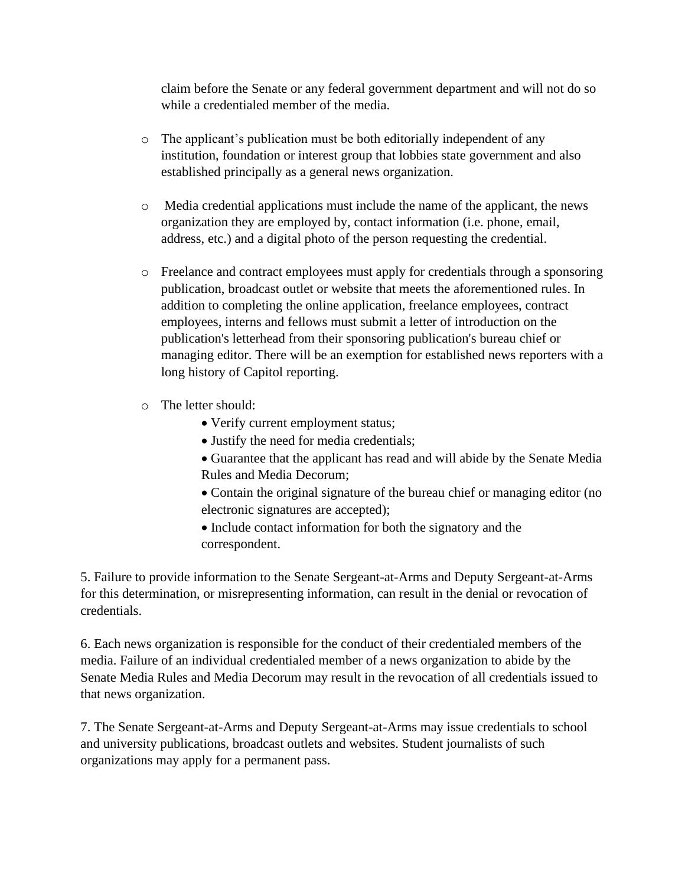claim before the Senate or any federal government department and will not do so while a credentialed member of the media.

- The applicant's publication must be both editorially independent of any institution, foundation or interest group that lobbies state government and also established principally as a general news organization.

- Media credential applications must include the name of the applicant, the news organization they are employed by, contact information (i.e. phone, email, address, etc.) and a digital photo of the person requesting the credential.

- Freelance and contract employees must apply for credentials through a sponsoring publication, broadcast outlet or website that meets the aforementioned rules. In addition to completing the online application, freelance employees, contract employees, interns and fellows must submit a letter of introduction on the publication's letterhead from their sponsoring publication's bureau chief or managing editor. There will be an exemption for established news reporters with a long history of Capitol reporting.

- The letter should:
  - Verify current employment status;
  - Justify the need for media credentials;
  - Guarantee that the applicant has read and will abide by the Senate Media Rules and Media Decorum;
  - Contain the original signature of the bureau chief or managing editor (no electronic signatures are accepted);
  - Include contact information for both the signatory and the correspondent.

5. Failure to provide information to the Senate Sergeant-at-Arms and Deputy Sergeant-at-Arms for this determination, or misrepresenting information, can result in the denial or revocation of credentials.

6. Each news organization is responsible for the conduct of their credentialed members of the media. Failure of an individual credentialed member of a news organization to abide by the Senate Media Rules and Media Decorum may result in the revocation of all credentials issued to that news organization.

7. The Senate Sergeant-at-Arms and Deputy Sergeant-at-Arms may issue credentials to school and university publications, broadcast outlets and websites. Student journalists of such organizations may apply for a permanent pass.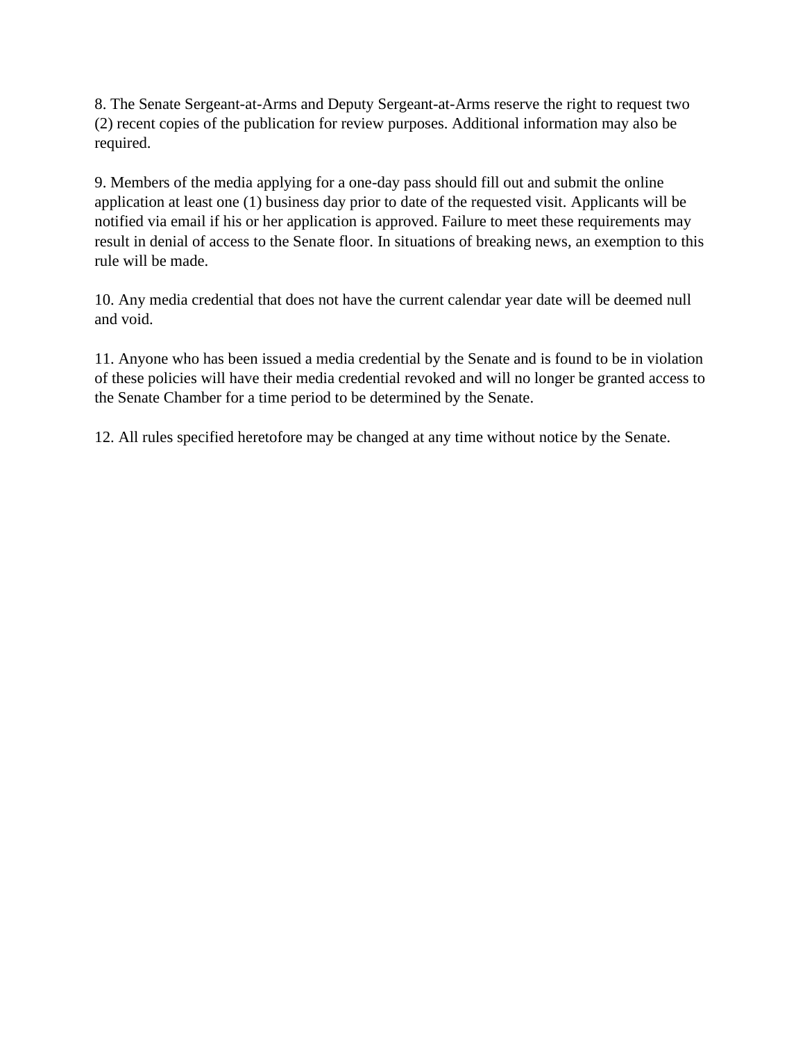8. The Senate Sergeant-at-Arms and Deputy Sergeant-at-Arms reserve the right to request two (2) recent copies of the publication for review purposes. Additional information may also be required.

9. Members of the media applying for a one-day pass should fill out and submit the online application at least one (1) business day prior to date of the requested visit. Applicants will be notified via email if his or her application is approved. Failure to meet these requirements may result in denial of access to the Senate floor. In situations of breaking news, an exemption to this rule will be made.

10. Any media credential that does not have the current calendar year date will be deemed null and void.

11. Anyone who has been issued a media credential by the Senate and is found to be in violation of these policies will have their media credential revoked and will no longer be granted access to the Senate Chamber for a time period to be determined by the Senate.

12. All rules specified heretofore may be changed at any time without notice by the Senate.